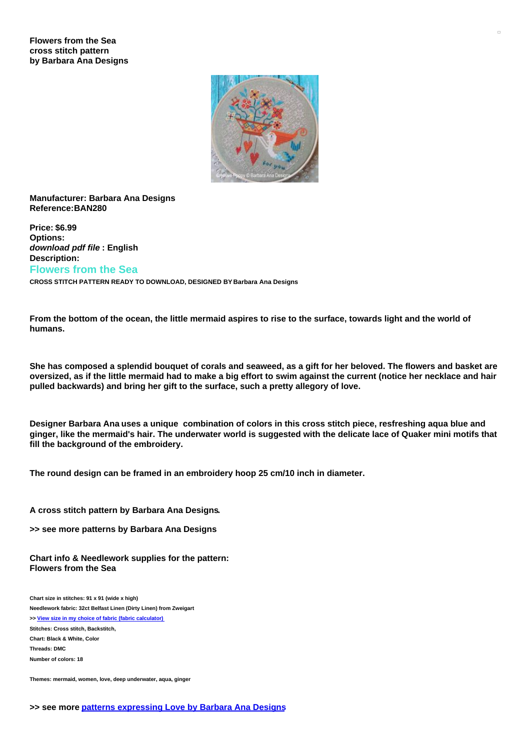**Flowers from the Sea**
**cross stitch pattern**
**by Barbara Ana Designs**

**Manufacturer: Barbara Ana Designs**
**Reference:BAN280**

**Price: $6.99**
**Options:**
***download pdf file* : English**
**Description:**

## Flowers from the Sea

**CROSS STITCH PATTERN READY TO DOWNLOAD, DESIGNED BY Barbara Ana Designs**

**From the bottom of the ocean, the little mermaid aspires to rise to the surface, towards light and the world of humans.**

**She has composed a splendid bouquet of corals and seaweed, as a gift for her beloved. The flowers and basket are oversized, as if the little mermaid had to make a big effort to swim against the current (notice her necklace and hair pulled backwards) and bring her gift to the surface, such a pretty allegory of love.**

**Designer Barbara Ana uses a unique combination of colors in this cross stitch piece, resfreshing aqua blue and ginger, like the mermaid's hair. The underwater world is suggested with the delicate lace of Quaker mini motifs that fill the background of the embroidery.**

**The round design can be framed in an embroidery hoop 25 cm/10 inch in diameter.**

**A cross stitch pattern by Barbara Ana Designs.**

**>> see more patterns by Barbara Ana Designs**

**Chart info & Needlework supplies for the pattern:**
**Flowers from the Sea**

**Chart size in stitches: 91 x 91 (wide x high)**
**Needlework fabric: 32ct Belfast Linen (Dirty Linen) from Zweigart**
**>> View size in my choice of fabric (fabric calculator)**
**Stitches: Cross stitch, Backstitch,**
**Chart: Black & White, Color**
**Threads: DMC**
**Number of colors: 18**

**Themes: mermaid, women, love, deep underwater, aqua, ginger**

**>> see more patterns expressing Love by Barbara Ana Designs**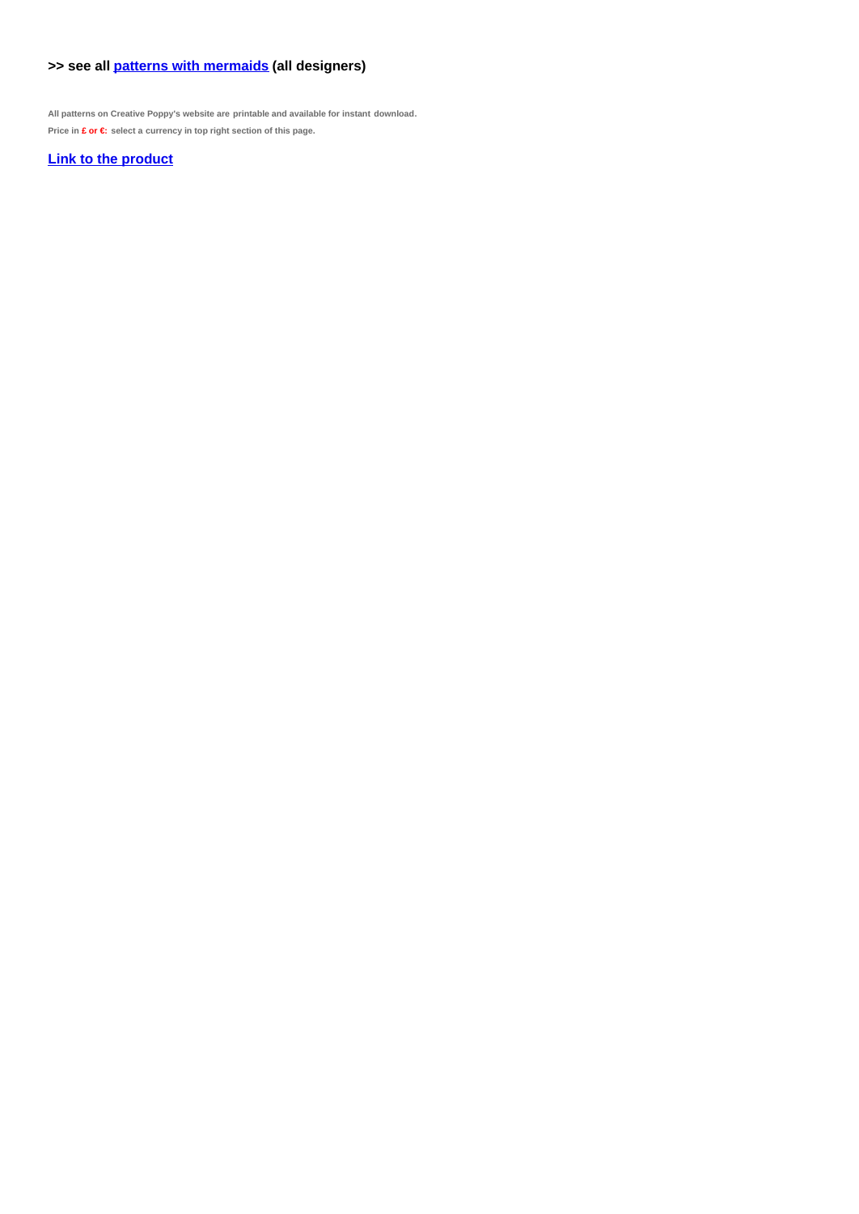**>> see all patterns with mermaids (all designers)**

All patterns on Creative Poppy's website are printable and available for instant download.

Price in **£ or €:** select a currency in top right section of this page.

**Link to the product**